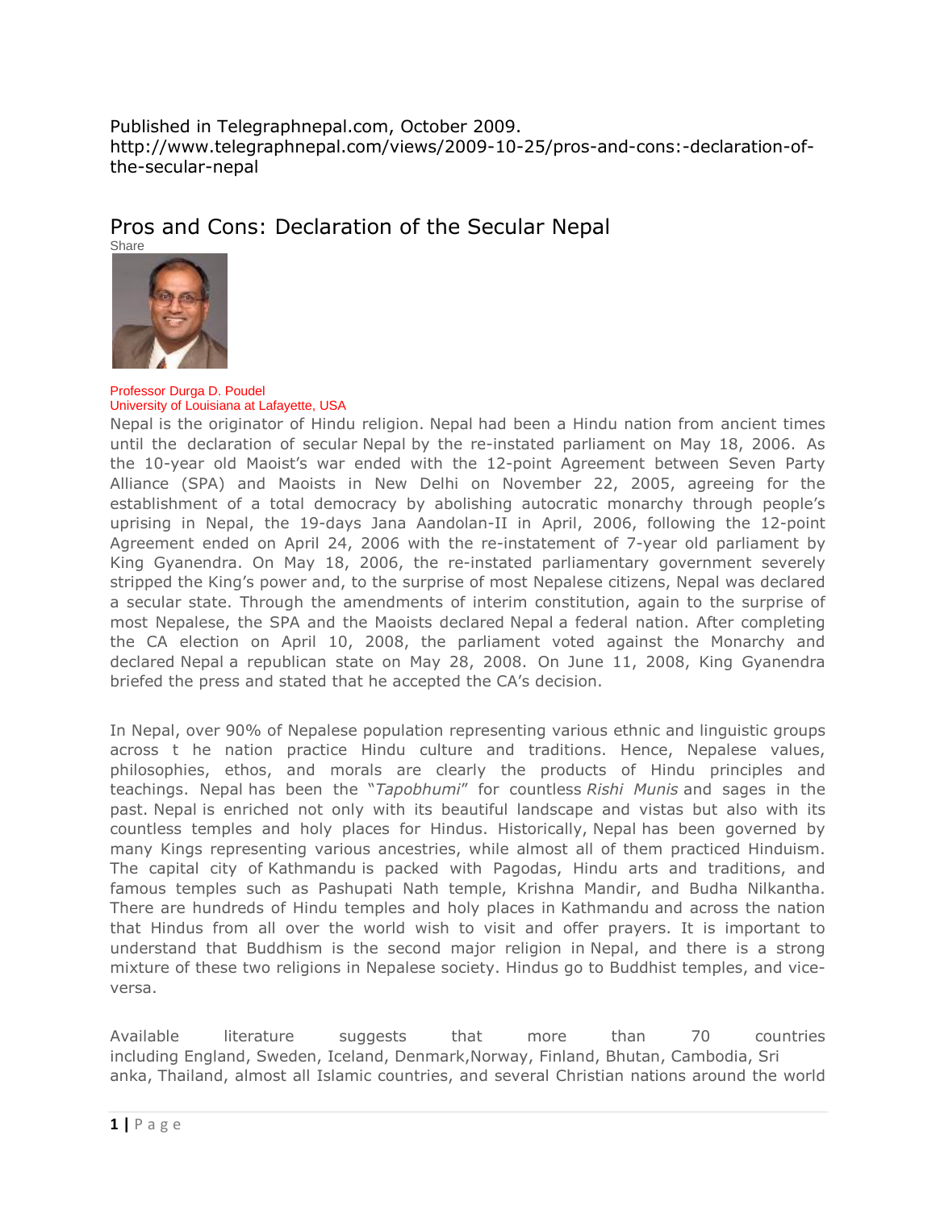Published in Telegraphnepal.com, October 2009.
http://www.telegraphnepal.com/views/2009-10-25/pros-and-cons:-declaration-of-the-secular-nepal

# Pros and Cons: Declaration of the Secular Nepal

Share

Professor Durga D. Poudel
University of Louisiana at Lafayette, USA

Nepal is the originator of Hindu religion. Nepal had been a Hindu nation from ancient times until the declaration of secular Nepal by the re-instated parliament on May 18, 2006. As the 10-year old Maoist's war ended with the 12-point Agreement between Seven Party Alliance (SPA) and Maoists in New Delhi on November 22, 2005, agreeing for the establishment of a total democracy by abolishing autocratic monarchy through people's uprising in Nepal, the 19-days Jana Aandolan-II in April, 2006, following the 12-point Agreement ended on April 24, 2006 with the re-instatement of 7-year old parliament by King Gyanendra. On May 18, 2006, the re-instated parliamentary government severely stripped the King's power and, to the surprise of most Nepalese citizens, Nepal was declared a secular state. Through the amendments of interim constitution, again to the surprise of most Nepalese, the SPA and the Maoists declared Nepal a federal nation. After completing the CA election on April 10, 2008, the parliament voted against the Monarchy and declared Nepal a republican state on May 28, 2008. On June 11, 2008, King Gyanendra briefed the press and stated that he accepted the CA's decision.

In Nepal, over 90% of Nepalese population representing various ethnic and linguistic groups across t he nation practice Hindu culture and traditions. Hence, Nepalese values, philosophies, ethos, and morals are clearly the products of Hindu principles and teachings. Nepal has been the "*Tapobhumi*" for countless *Rishi Munis* and sages in the past. Nepal is enriched not only with its beautiful landscape and vistas but also with its countless temples and holy places for Hindus. Historically, Nepal has been governed by many Kings representing various ancestries, while almost all of them practiced Hinduism. The capital city of Kathmandu is packed with Pagodas, Hindu arts and traditions, and famous temples such as Pashupati Nath temple, Krishna Mandir, and Budha Nilkantha. There are hundreds of Hindu temples and holy places in Kathmandu and across the nation that Hindus from all over the world wish to visit and offer prayers. It is important to understand that Buddhism is the second major religion in Nepal, and there is a strong mixture of these two religions in Nepalese society. Hindus go to Buddhist temples, and vice-versa.

Available literature suggests that more than 70 countries including England, Sweden, Iceland, Denmark,Norway, Finland, Bhutan, Cambodia, Sri anka, Thailand, almost all Islamic countries, and several Christian nations around the world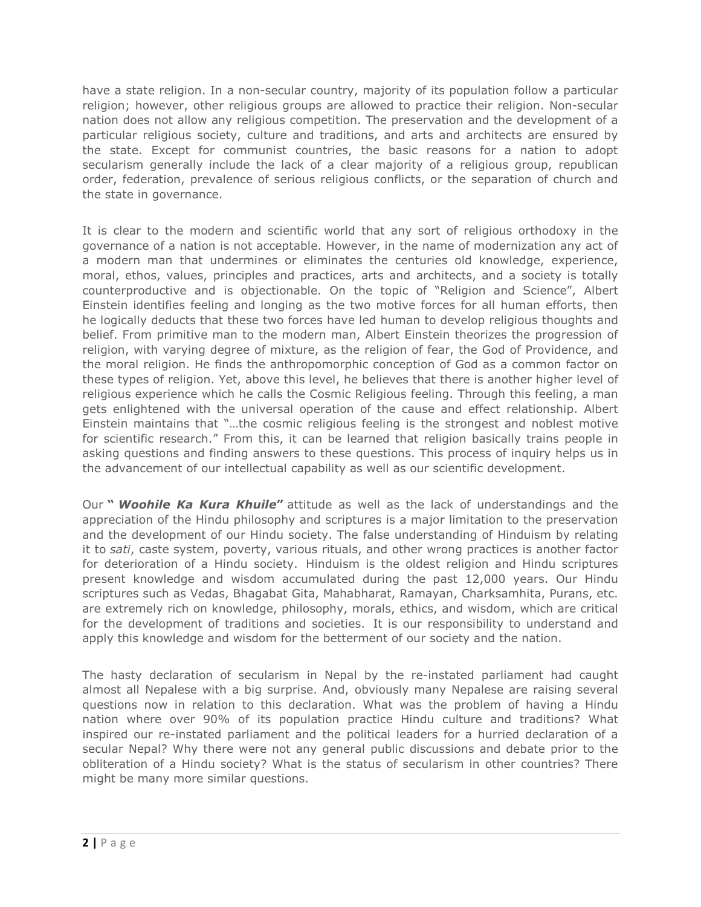have a state religion. In a non-secular country, majority of its population follow a particular religion; however, other religious groups are allowed to practice their religion. Non-secular nation does not allow any religious competition. The preservation and the development of a particular religious society, culture and traditions, and arts and architects are ensured by the state. Except for communist countries, the basic reasons for a nation to adopt secularism generally include the lack of a clear majority of a religious group, republican order, federation, prevalence of serious religious conflicts, or the separation of church and the state in governance.

It is clear to the modern and scientific world that any sort of religious orthodoxy in the governance of a nation is not acceptable. However, in the name of modernization any act of a modern man that undermines or eliminates the centuries old knowledge, experience, moral, ethos, values, principles and practices, arts and architects, and a society is totally counterproductive and is objectionable. On the topic of "Religion and Science", Albert Einstein identifies feeling and longing as the two motive forces for all human efforts, then he logically deducts that these two forces have led human to develop religious thoughts and belief. From primitive man to the modern man, Albert Einstein theorizes the progression of religion, with varying degree of mixture, as the religion of fear, the God of Providence, and the moral religion. He finds the anthropomorphic conception of God as a common factor on these types of religion. Yet, above this level, he believes that there is another higher level of religious experience which he calls the Cosmic Religious feeling. Through this feeling, a man gets enlightened with the universal operation of the cause and effect relationship. Albert Einstein maintains that "…the cosmic religious feeling is the strongest and noblest motive for scientific research." From this, it can be learned that religion basically trains people in asking questions and finding answers to these questions. This process of inquiry helps us in the advancement of our intellectual capability as well as our scientific development.

Our **"** ***Woohile Ka Kura Khuile*****"** attitude as well as the lack of understandings and the appreciation of the Hindu philosophy and scriptures is a major limitation to the preservation and the development of our Hindu society. The false understanding of Hinduism by relating it to *sati*, caste system, poverty, various rituals, and other wrong practices is another factor for deterioration of a Hindu society. Hinduism is the oldest religion and Hindu scriptures present knowledge and wisdom accumulated during the past 12,000 years. Our Hindu scriptures such as Vedas, Bhagabat Gita, Mahabharat, Ramayan, Charksamhita, Purans, etc. are extremely rich on knowledge, philosophy, morals, ethics, and wisdom, which are critical for the development of traditions and societies. It is our responsibility to understand and apply this knowledge and wisdom for the betterment of our society and the nation.

The hasty declaration of secularism in Nepal by the re-instated parliament had caught almost all Nepalese with a big surprise. And, obviously many Nepalese are raising several questions now in relation to this declaration. What was the problem of having a Hindu nation where over 90% of its population practice Hindu culture and traditions? What inspired our re-instated parliament and the political leaders for a hurried declaration of a secular Nepal? Why there were not any general public discussions and debate prior to the obliteration of a Hindu society? What is the status of secularism in other countries? There might be many more similar questions.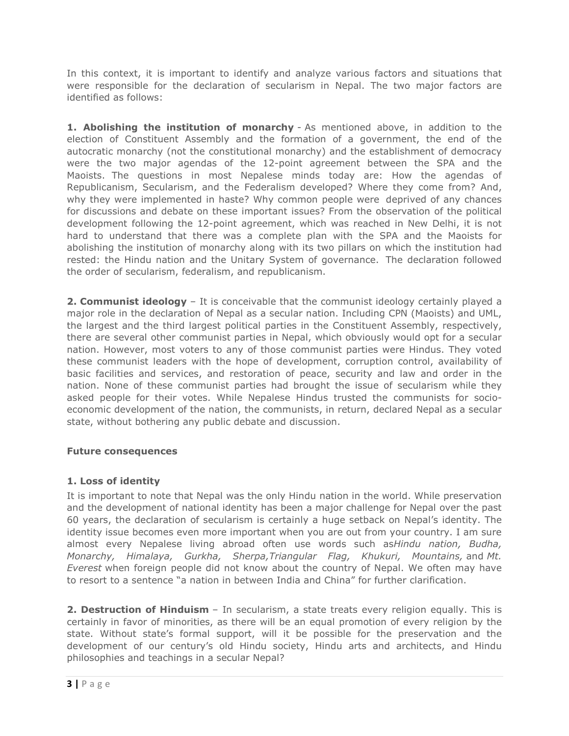In this context, it is important to identify and analyze various factors and situations that were responsible for the declaration of secularism in Nepal. The two major factors are identified as follows:

**1. Abolishing the institution of monarchy** - As mentioned above, in addition to the election of Constituent Assembly and the formation of a government, the end of the autocratic monarchy (not the constitutional monarchy) and the establishment of democracy were the two major agendas of the 12-point agreement between the SPA and the Maoists. The questions in most Nepalese minds today are: How the agendas of Republicanism, Secularism, and the Federalism developed? Where they come from? And, why they were implemented in haste? Why common people were deprived of any chances for discussions and debate on these important issues? From the observation of the political development following the 12-point agreement, which was reached in New Delhi, it is not hard to understand that there was a complete plan with the SPA and the Maoists for abolishing the institution of monarchy along with its two pillars on which the institution had rested: the Hindu nation and the Unitary System of governance. The declaration followed the order of secularism, federalism, and republicanism.

**2. Communist ideology** – It is conceivable that the communist ideology certainly played a major role in the declaration of Nepal as a secular nation. Including CPN (Maoists) and UML, the largest and the third largest political parties in the Constituent Assembly, respectively, there are several other communist parties in Nepal, which obviously would opt for a secular nation. However, most voters to any of those communist parties were Hindus. They voted these communist leaders with the hope of development, corruption control, availability of basic facilities and services, and restoration of peace, security and law and order in the nation. None of these communist parties had brought the issue of secularism while they asked people for their votes. While Nepalese Hindus trusted the communists for socio-economic development of the nation, the communists, in return, declared Nepal as a secular state, without bothering any public debate and discussion.

### Future consequences

#### 1. Loss of identity

It is important to note that Nepal was the only Hindu nation in the world. While preservation and the development of national identity has been a major challenge for Nepal over the past 60 years, the declaration of secularism is certainly a huge setback on Nepal's identity. The identity issue becomes even more important when you are out from your country. I am sure almost every Nepalese living abroad often use words such as *Hindu nation, Budha, Monarchy, Himalaya, Gurkha, Sherpa, Triangular Flag, Khukuri, Mountains,* and *Mt. Everest* when foreign people did not know about the country of Nepal. We often may have to resort to a sentence "a nation in between India and China" for further clarification.

**2. Destruction of Hinduism** – In secularism, a state treats every religion equally. This is certainly in favor of minorities, as there will be an equal promotion of every religion by the state. Without state's formal support, will it be possible for the preservation and the development of our century's old Hindu society, Hindu arts and architects, and Hindu philosophies and teachings in a secular Nepal?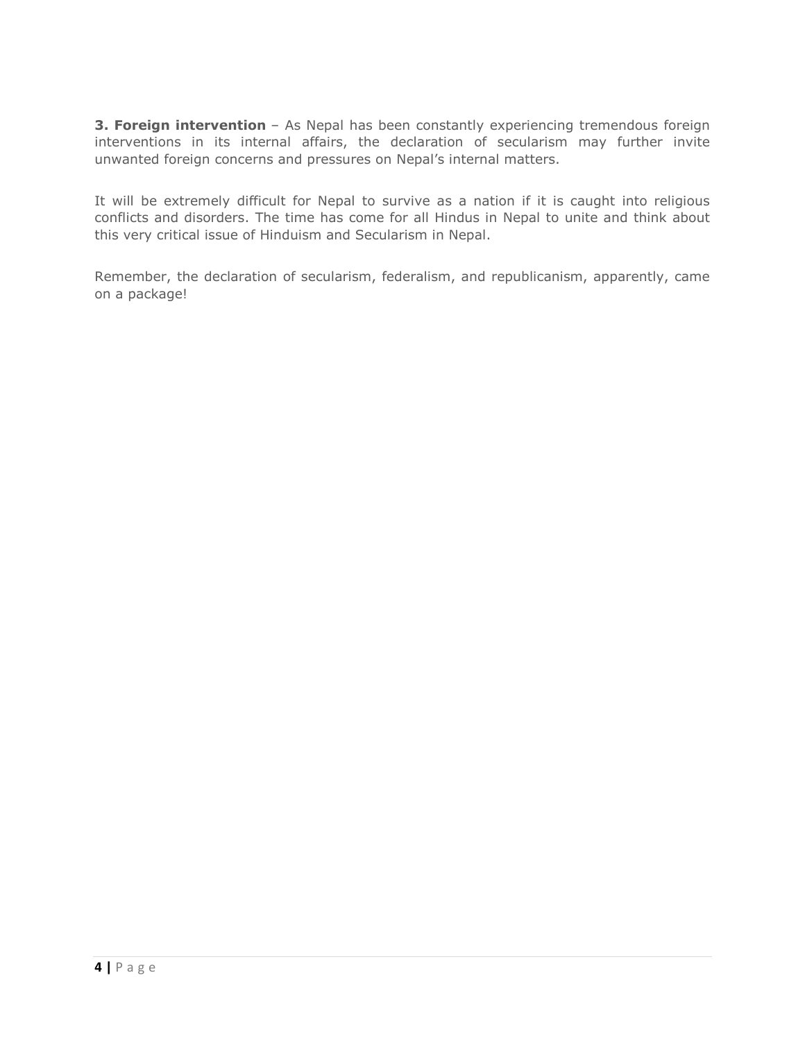**3. Foreign intervention** – As Nepal has been constantly experiencing tremendous foreign interventions in its internal affairs, the declaration of secularism may further invite unwanted foreign concerns and pressures on Nepal's internal matters.

It will be extremely difficult for Nepal to survive as a nation if it is caught into religious conflicts and disorders. The time has come for all Hindus in Nepal to unite and think about this very critical issue of Hinduism and Secularism in Nepal.

Remember, the declaration of secularism, federalism, and republicanism, apparently, came on a package!